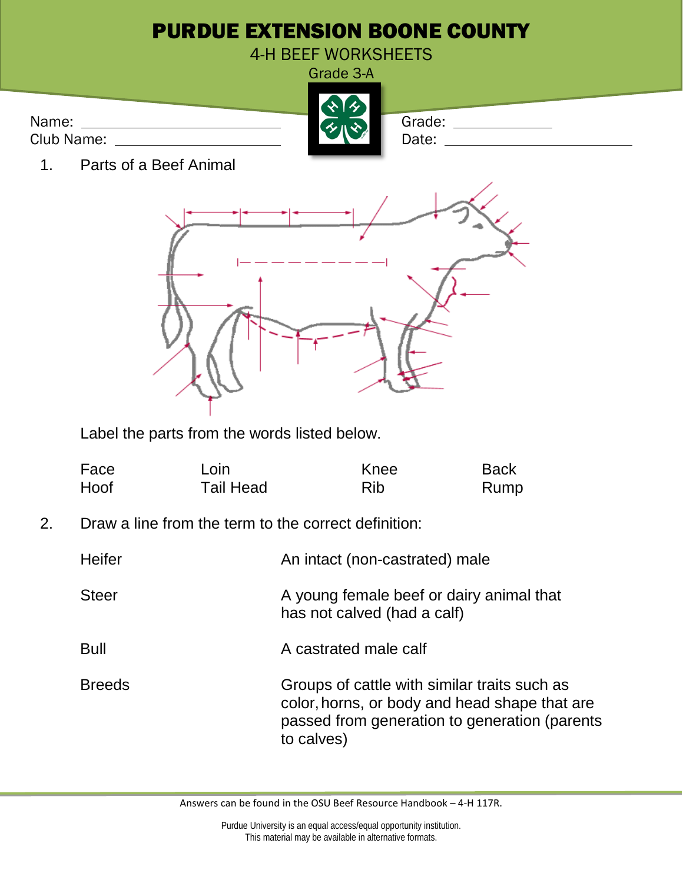# PURDUE EXTENSION BOONE COUNTY

4-H BEEF WORKSHEETS

Grade 3-A

Name: ______________________

Club Name: ______________________

Grade: ____________

Date: ______________________

1. Parts of a Beef Animal

Label the parts from the words listed below.

| | | | |
|---|---|---|---|
| Face | Loin | Knee | Back |
| Hoof | Tail Head | Rib | Rump |

2. Draw a line from the term to the correct definition:

| | |
|---|---|
| Heifer | An intact (non-castrated) male |
| Steer | A young female beef or dairy animal that has not calved (had a calf) |
| Bull | A castrated male calf |
| Breeds | Groups of cattle with similar traits such as color, horns, or body and head shape that are passed from generation to generation (parents to calves) |

Answers can be found in the OSU Beef Resource Handbook – 4-H 117R.

Purdue University is an equal access/equal opportunity institution.
This material may be available in alternative formats.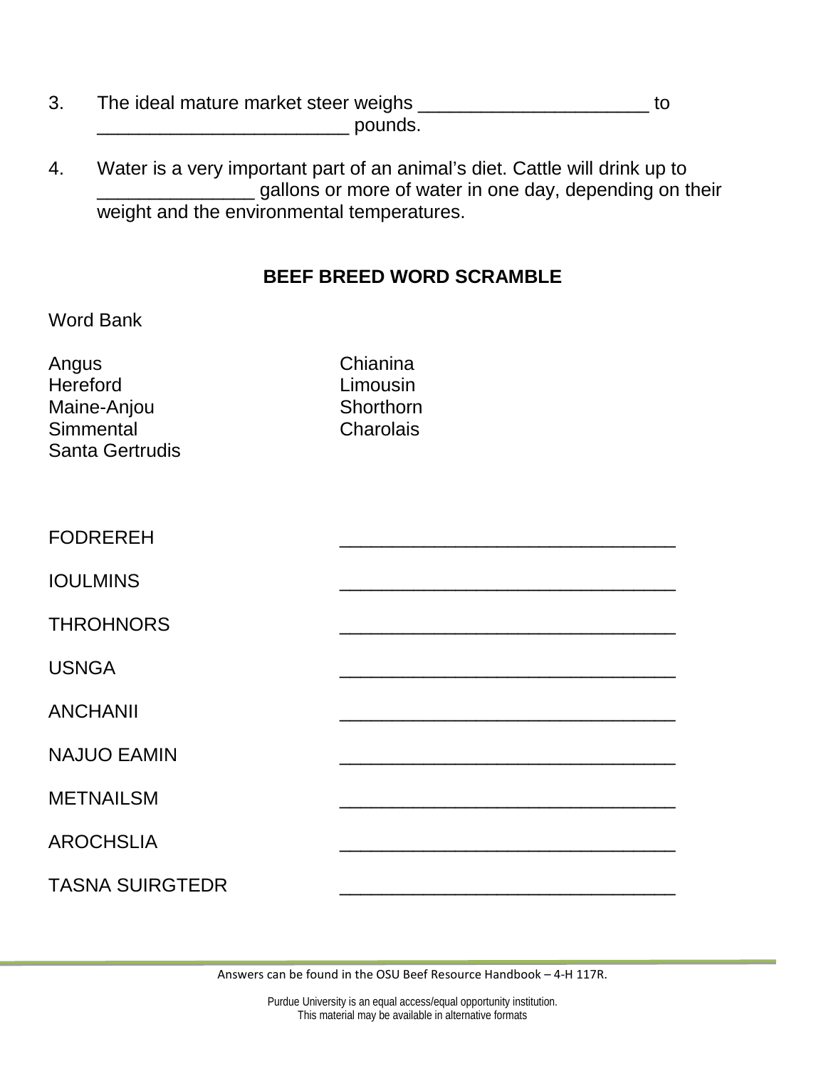3. The ideal mature market steer weighs ______________________ to ________________________ pounds.

4. Water is a very important part of an animal's diet. Cattle will drink up to _______________ gallons or more of water in one day, depending on their weight and the environmental temperatures.

## BEEF BREED WORD SCRAMBLE

Word Bank

| | |
|---|---|
| Angus | Chianina |
| Hereford | Limousin |
| Maine-Anjou | Shorthorn |
| Simmental | Charolais |
| Santa Gertrudis | |

FODREREH ________________________________

IOULMINS ________________________________

THROHNORS ________________________________

USNGA ________________________________

ANCHANII ________________________________

NAJUO EAMIN ________________________________

METNAILSM ________________________________

AROCHSLIA ________________________________

TASNA SUIRGTEDR ________________________________

Answers can be found in the OSU Beef Resource Handbook – 4-H 117R.

Purdue University is an equal access/equal opportunity institution.
This material may be available in alternative formats